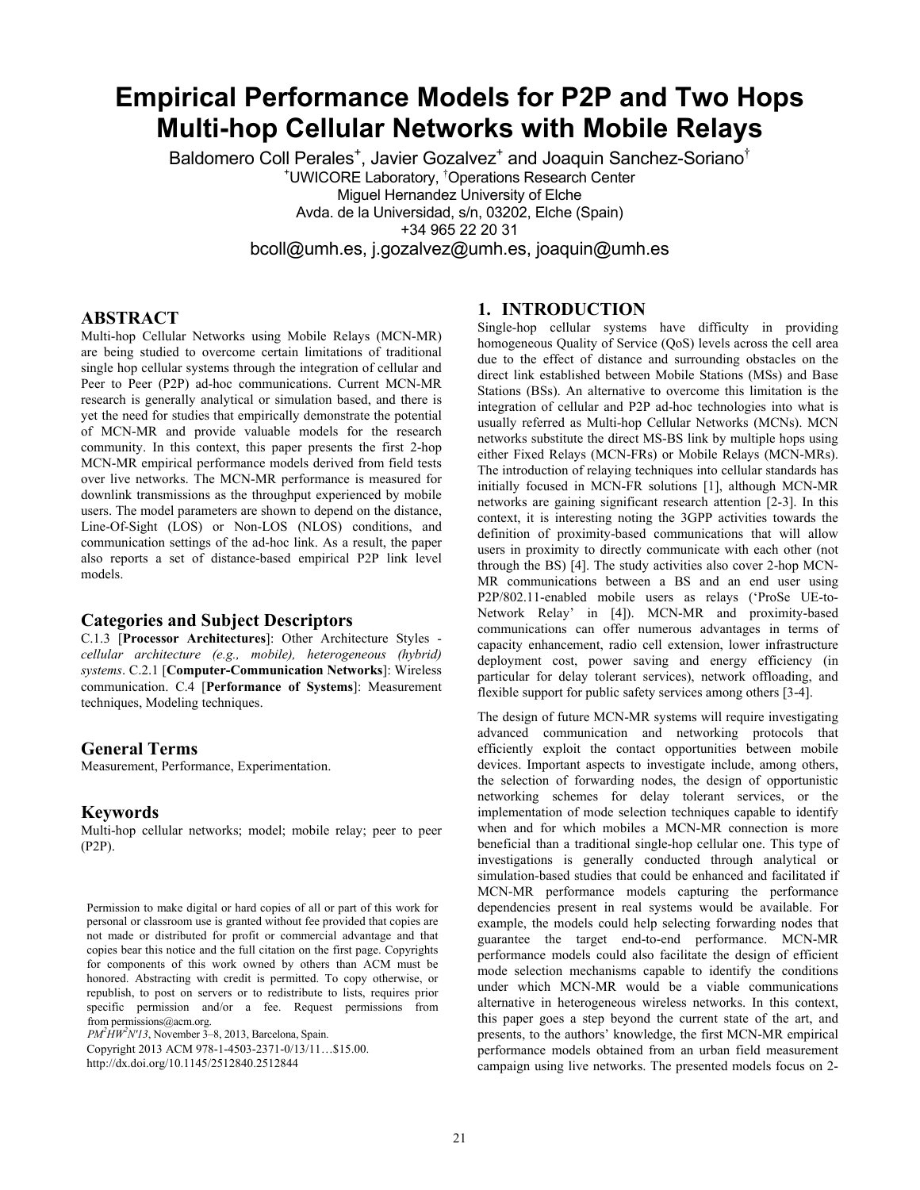# Empirical Performance Models for P2P and Two Hops Multi-hop Cellular Networks with Mobile Relays

Baldomero Coll Perales[+], Javier Gozalvez[+] and Joaquin Sanchez-Soriano[†]

[+]UWICORE Laboratory, [†]Operations Research Center
Miguel Hernandez University of Elche
Avda. de la Universidad, s/n, 03202, Elche (Spain)
+34 965 22 20 31
bcoll@umh.es, j.gozalvez@umh.es, joaquin@umh.es

## ABSTRACT

Multi-hop Cellular Networks using Mobile Relays (MCN-MR) are being studied to overcome certain limitations of traditional single hop cellular systems through the integration of cellular and Peer to Peer (P2P) ad-hoc communications. Current MCN-MR research is generally analytical or simulation based, and there is yet the need for studies that empirically demonstrate the potential of MCN-MR and provide valuable models for the research community. In this context, this paper presents the first 2-hop MCN-MR empirical performance models derived from field tests over live networks. The MCN-MR performance is measured for downlink transmissions as the throughput experienced by mobile users. The model parameters are shown to depend on the distance, Line-Of-Sight (LOS) or Non-LOS (NLOS) conditions, and communication settings of the ad-hoc link. As a result, the paper also reports a set of distance-based empirical P2P link level models.

### Categories and Subject Descriptors

C.1.3 [**Processor Architectures**]: Other Architecture Styles - *cellular architecture (e.g., mobile), heterogeneous (hybrid) systems*. C.2.1 [**Computer-Communication Networks**]: Wireless communication. C.4 [**Performance of Systems**]: Measurement techniques, Modeling techniques.

### General Terms

Measurement, Performance, Experimentation.

### Keywords

Multi-hop cellular networks; model; mobile relay; peer to peer (P2P).

Permission to make digital or hard copies of all or part of this work for personal or classroom use is granted without fee provided that copies are not made or distributed for profit or commercial advantage and that copies bear this notice and the full citation on the first page. Copyrights for components of this work owned by others than ACM must be honored. Abstracting with credit is permitted. To copy otherwise, or republish, to post on servers or to redistribute to lists, requires prior specific permission and/or a fee. Request permissions from from permissions@acm.org.
*PM²HW²N'13*, November 3–8, 2013, Barcelona, Spain.
Copyright 2013 ACM 978-1-4503-2371-0/13/11…$15.00.
http://dx.doi.org/10.1145/2512840.2512844

## 1. INTRODUCTION

Single-hop cellular systems have difficulty in providing homogeneous Quality of Service (QoS) levels across the cell area due to the effect of distance and surrounding obstacles on the direct link established between Mobile Stations (MSs) and Base Stations (BSs). An alternative to overcome this limitation is the integration of cellular and P2P ad-hoc technologies into what is usually referred as Multi-hop Cellular Networks (MCNs). MCN networks substitute the direct MS-BS link by multiple hops using either Fixed Relays (MCN-FRs) or Mobile Relays (MCN-MRs). The introduction of relaying techniques into cellular standards has initially focused in MCN-FR solutions [1], although MCN-MR networks are gaining significant research attention [2-3]. In this context, it is interesting noting the 3GPP activities towards the definition of proximity-based communications that will allow users in proximity to directly communicate with each other (not through the BS) [4]. The study activities also cover 2-hop MCN-MR communications between a BS and an end user using P2P/802.11-enabled mobile users as relays ('ProSe UE-to-Network Relay' in [4]). MCN-MR and proximity-based communications can offer numerous advantages in terms of capacity enhancement, radio cell extension, lower infrastructure deployment cost, power saving and energy efficiency (in particular for delay tolerant services), network offloading, and flexible support for public safety services among others [3-4].

The design of future MCN-MR systems will require investigating advanced communication and networking protocols that efficiently exploit the contact opportunities between mobile devices. Important aspects to investigate include, among others, the selection of forwarding nodes, the design of opportunistic networking schemes for delay tolerant services, or the implementation of mode selection techniques capable to identify when and for which mobiles a MCN-MR connection is more beneficial than a traditional single-hop cellular one. This type of investigations is generally conducted through analytical or simulation-based studies that could be enhanced and facilitated if MCN-MR performance models capturing the performance dependencies present in real systems would be available. For example, the models could help selecting forwarding nodes that guarantee the target end-to-end performance. MCN-MR performance models could also facilitate the design of efficient mode selection mechanisms capable to identify the conditions under which MCN-MR would be a viable communications alternative in heterogeneous wireless networks. In this context, this paper goes a step beyond the current state of the art, and presents, to the authors' knowledge, the first MCN-MR empirical performance models obtained from an urban field measurement campaign using live networks. The presented models focus on 2-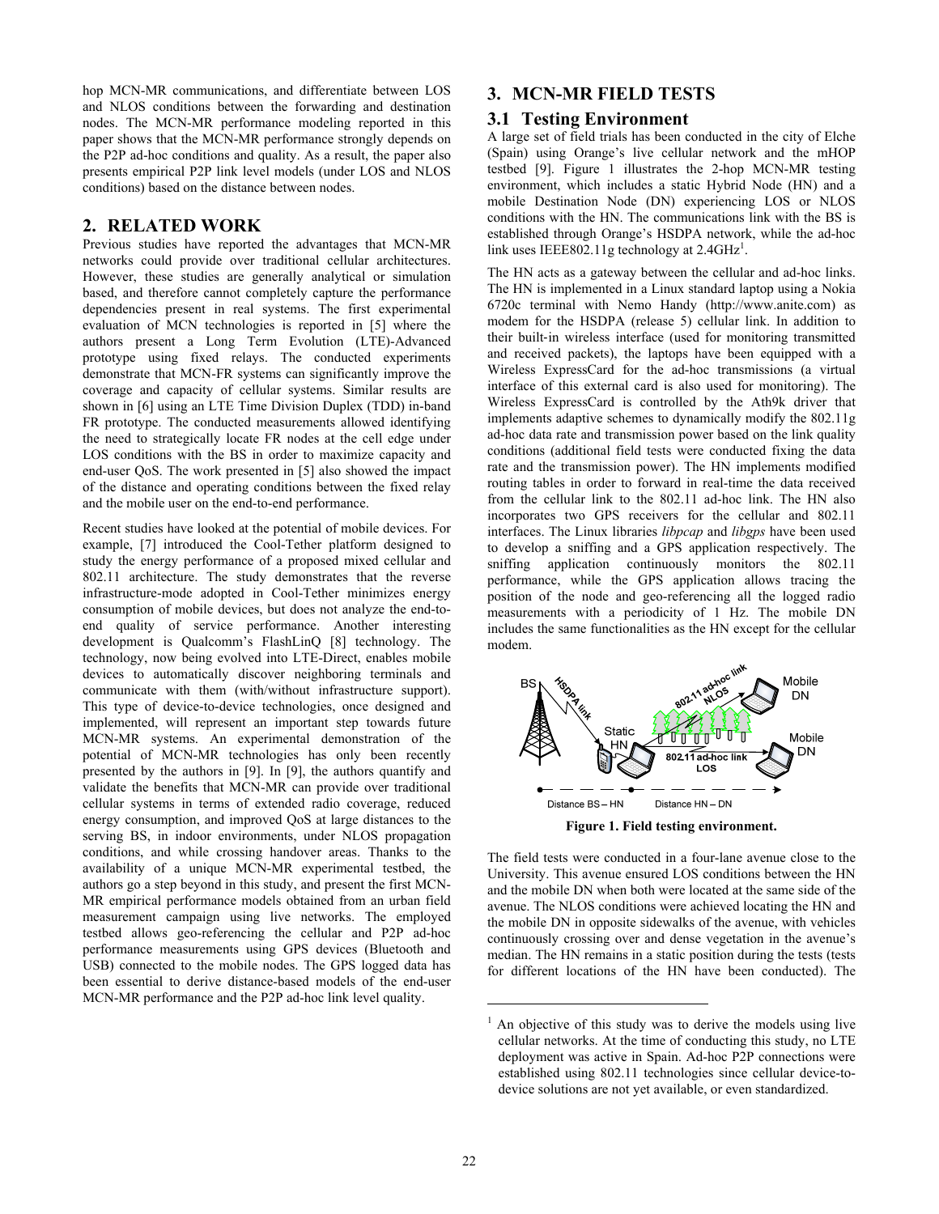hop MCN-MR communications, and differentiate between LOS and NLOS conditions between the forwarding and destination nodes. The MCN-MR performance modeling reported in this paper shows that the MCN-MR performance strongly depends on the P2P ad-hoc conditions and quality. As a result, the paper also presents empirical P2P link level models (under LOS and NLOS conditions) based on the distance between nodes.

## 2. RELATED WORK

Previous studies have reported the advantages that MCN-MR networks could provide over traditional cellular architectures. However, these studies are generally analytical or simulation based, and therefore cannot completely capture the performance dependencies present in real systems. The first experimental evaluation of MCN technologies is reported in [5] where the authors present a Long Term Evolution (LTE)-Advanced prototype using fixed relays. The conducted experiments demonstrate that MCN-FR systems can significantly improve the coverage and capacity of cellular systems. Similar results are shown in [6] using an LTE Time Division Duplex (TDD) in-band FR prototype. The conducted measurements allowed identifying the need to strategically locate FR nodes at the cell edge under LOS conditions with the BS in order to maximize capacity and end-user QoS. The work presented in [5] also showed the impact of the distance and operating conditions between the fixed relay and the mobile user on the end-to-end performance.

Recent studies have looked at the potential of mobile devices. For example, [7] introduced the Cool-Tether platform designed to study the energy performance of a proposed mixed cellular and 802.11 architecture. The study demonstrates that the reverse infrastructure-mode adopted in Cool-Tether minimizes energy consumption of mobile devices, but does not analyze the end-to-end quality of service performance. Another interesting development is Qualcomm's FlashLinQ [8] technology. The technology, now being evolved into LTE-Direct, enables mobile devices to automatically discover neighboring terminals and communicate with them (with/without infrastructure support). This type of device-to-device technologies, once designed and implemented, will represent an important step towards future MCN-MR systems. An experimental demonstration of the potential of MCN-MR technologies has only been recently presented by the authors in [9]. In [9], the authors quantify and validate the benefits that MCN-MR can provide over traditional cellular systems in terms of extended radio coverage, reduced energy consumption, and improved QoS at large distances to the serving BS, in indoor environments, under NLOS propagation conditions, and while crossing handover areas. Thanks to the availability of a unique MCN-MR experimental testbed, the authors go a step beyond in this study, and present the first MCN-MR empirical performance models obtained from an urban field measurement campaign using live networks. The employed testbed allows geo-referencing the cellular and P2P ad-hoc performance measurements using GPS devices (Bluetooth and USB) connected to the mobile nodes. The GPS logged data has been essential to derive distance-based models of the end-user MCN-MR performance and the P2P ad-hoc link level quality.

## 3. MCN-MR FIELD TESTS

### 3.1 Testing Environment

A large set of field trials has been conducted in the city of Elche (Spain) using Orange's live cellular network and the mHOP testbed [9]. Figure 1 illustrates the 2-hop MCN-MR testing environment, which includes a static Hybrid Node (HN) and a mobile Destination Node (DN) experiencing LOS or NLOS conditions with the HN. The communications link with the BS is established through Orange's HSDPA network, while the ad-hoc link uses IEEE802.11g technology at 2.4GHz[1].

The HN acts as a gateway between the cellular and ad-hoc links. The HN is implemented in a Linux standard laptop using a Nokia 6720c terminal with Nemo Handy (http://www.anite.com) as modem for the HSDPA (release 5) cellular link. In addition to their built-in wireless interface (used for monitoring transmitted and received packets), the laptops have been equipped with a Wireless ExpressCard for the ad-hoc transmissions (a virtual interface of this external card is also used for monitoring). The Wireless ExpressCard is controlled by the Ath9k driver that implements adaptive schemes to dynamically modify the 802.11g ad-hoc data rate and transmission power based on the link quality conditions (additional field tests were conducted fixing the data rate and the transmission power). The HN implements modified routing tables in order to forward in real-time the data received from the cellular link to the 802.11 ad-hoc link. The HN also incorporates two GPS receivers for the cellular and 802.11 interfaces. The Linux libraries *libpcap* and *libgps* have been used to develop a sniffing and a GPS application respectively. The sniffing application continuously monitors the 802.11 performance, while the GPS application allows tracing the position of the node and geo-referencing all the logged radio measurements with a periodicity of 1 Hz. The mobile DN includes the same functionalities as the HN except for the cellular modem.

**Figure 1. Field testing environment.**

The field tests were conducted in a four-lane avenue close to the University. This avenue ensured LOS conditions between the HN and the mobile DN when both were located at the same side of the avenue. The NLOS conditions were achieved locating the HN and the mobile DN in opposite sidewalks of the avenue, with vehicles continuously crossing over and dense vegetation in the avenue's median. The HN remains in a static position during the tests (tests for different locations of the HN have been conducted). The

---

[1] An objective of this study was to derive the models using live cellular networks. At the time of conducting this study, no LTE deployment was active in Spain. Ad-hoc P2P connections were established using 802.11 technologies since cellular device-to-device solutions are not yet available, or even standardized.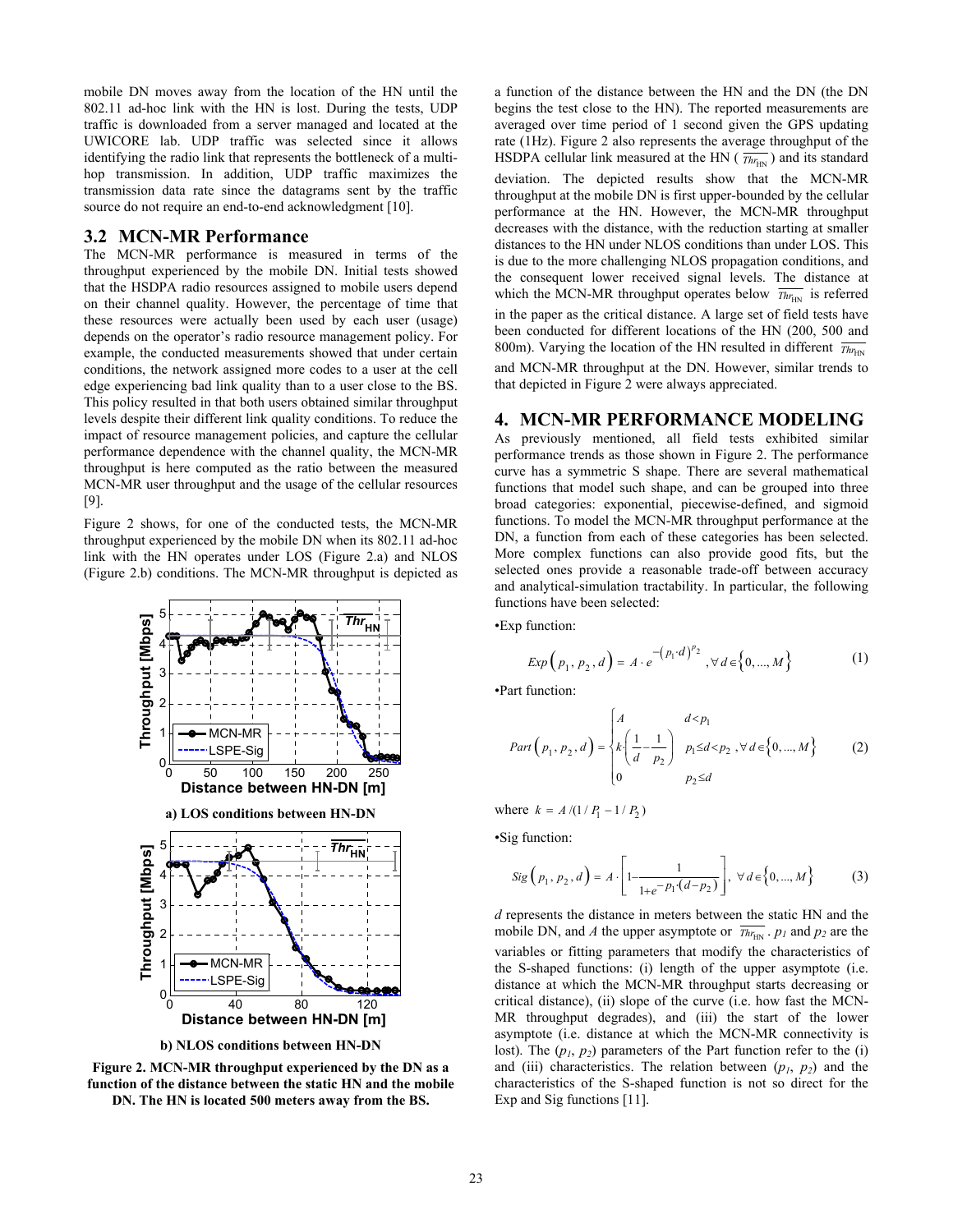mobile DN moves away from the location of the HN until the 802.11 ad-hoc link with the HN is lost. During the tests, UDP traffic is downloaded from a server managed and located at the UWICORE lab. UDP traffic was selected since it allows identifying the radio link that represents the bottleneck of a multi-hop transmission. In addition, UDP traffic maximizes the transmission data rate since the datagrams sent by the traffic source do not require an end-to-end acknowledgment [10].

## 3.2 MCN-MR Performance

The MCN-MR performance is measured in terms of the throughput experienced by the mobile DN. Initial tests showed that the HSDPA radio resources assigned to mobile users depend on their channel quality. However, the percentage of time that these resources were actually been used by each user (usage) depends on the operator's radio resource management policy. For example, the conducted measurements showed that under certain conditions, the network assigned more codes to a user at the cell edge experiencing bad link quality than to a user close to the BS. This policy resulted in that both users obtained similar throughput levels despite their different link quality conditions. To reduce the impact of resource management policies, and capture the cellular performance dependence with the channel quality, the MCN-MR throughput is here computed as the ratio between the measured MCN-MR user throughput and the usage of the cellular resources [9].

Figure 2 shows, for one of the conducted tests, the MCN-MR throughput experienced by the mobile DN when its 802.11 ad-hoc link with the HN operates under LOS (Figure 2.a) and NLOS (Figure 2.b) conditions. The MCN-MR throughput is depicted as a function of the distance between the HN and the DN (the DN begins the test close to the HN). The reported measurements are averaged over time period of 1 second given the GPS updating rate (1Hz). Figure 2 also represents the average throughput of the HSDPA cellular link measured at the HN ( $\overline{Thr_{\mathrm{HN}}}$ ) and its standard deviation. The depicted results show that the MCN-MR throughput at the mobile DN is first upper-bounded by the cellular performance at the HN. However, the MCN-MR throughput decreases with the distance, with the reduction starting at smaller distances to the HN under NLOS conditions than under LOS. This is due to the more challenging NLOS propagation conditions, and the consequent lower received signal levels. The distance at which the MCN-MR throughput operates below $\overline{Thr_{\mathrm{HN}}}$ is referred in the paper as the critical distance. A large set of field tests have been conducted for different locations of the HN (200, 500 and 800m). Varying the location of the HN resulted in different $\overline{Thr_{\mathrm{HN}}}$ and MCN-MR throughput at the DN. However, similar trends to that depicted in Figure 2 were always appreciated.

a) LOS conditions between HN-DN

b) NLOS conditions between HN-DN

**Figure 2. MCN-MR throughput experienced by the DN as a function of the distance between the static HN and the mobile DN. The HN is located 500 meters away from the BS.**

# 4. MCN-MR PERFORMANCE MODELING

As previously mentioned, all field tests exhibited similar performance trends as those shown in Figure 2. The performance curve has a symmetric S shape. There are several mathematical functions that model such shape, and can be grouped into three broad categories: exponential, piecewise-defined, and sigmoid functions. To model the MCN-MR throughput performance at the DN, a function from each of these categories has been selected. More complex functions can also provide good fits, but the selected ones provide a reasonable trade-off between accuracy and analytical-simulation tractability. In particular, the following functions have been selected:

•Exp function:

$$Exp\left(p_1, p_2, d\right) = A \cdot e^{-\left(p_1 \cdot d\right)^{p_2}}, \forall d \in \left\{0, ..., M\right\} \quad (1)$$

•Part function:

$$Part\left(p_1, p_2, d\right) = \begin{cases} A & d < p_1 \\ k \cdot \left(\dfrac{1}{d} - \dfrac{1}{p_2}\right) & p_1 \le d < p_2 \\ 0 & p_2 \le d \end{cases}, \forall d \in \left\{0, ..., M\right\} \quad (2)$$

where $k = A/(1/P_1 - 1/P_2)$

•Sig function:

$$Sig\left(p_1, p_2, d\right) = A \cdot \left[1 - \frac{1}{1 + e^{-p_1 \cdot (d - p_2)}}\right], \ \forall d \in \left\{0, ..., M\right\} \quad (3)$$

$d$ represents the distance in meters between the static HN and the mobile DN, and $A$ the upper asymptote or $\overline{Thr_{\mathrm{HN}}}$. $p_1$ and $p_2$ are the variables or fitting parameters that modify the characteristics of the S-shaped functions: (i) length of the upper asymptote (i.e. distance at which the MCN-MR throughput starts decreasing or critical distance), (ii) slope of the curve (i.e. how fast the MCN-MR throughput degrades), and (iii) the start of the lower asymptote (i.e. distance at which the MCN-MR connectivity is lost). The ($p_1$, $p_2$) parameters of the Part function refer to the (i) and (iii) characteristics. The relation between ($p_1$, $p_2$) and the characteristics of the S-shaped function is not so direct for the Exp and Sig functions [11].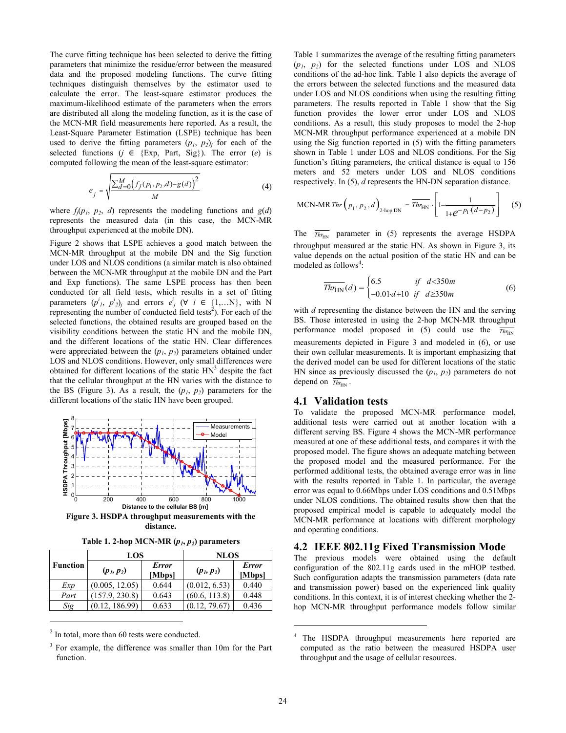The curve fitting technique has been selected to derive the fitting parameters that minimize the residue/error between the measured data and the proposed modeling functions. The curve fitting techniques distinguish themselves by the estimator used to calculate the error. The least-square estimator produces the maximum-likelihood estimate of the parameters when the errors are distributed all along the modeling function, as it is the case of the MCN-MR field measurements here reported. As a result, the Least-Square Parameter Estimation (LSPE) technique has been used to derive the fitting parameters $(p_1, p_2)_j$ for each of the selected functions ($j \in$ {Exp, Part, Sig}). The error ($e$) is computed following the mean of the least-square estimator:

$$e_j = \sqrt{\frac{\sum_{d=0}^{M}\left(f_j(p_1, p_2, d) - g(d)\right)^2}{M}} \quad (4)$$

where $f_j(p_1, p_2, d)$ represents the modeling functions and $g(d)$ represents the measured data (in this case, the MCN-MR throughput experienced at the mobile DN).

Figure 2 shows that LSPE achieves a good match between the MCN-MR throughput at the mobile DN and the Sig function under LOS and NLOS conditions (a similar match is also obtained between the MCN-MR throughput at the mobile DN and the Part and Exp functions). The same LSPE process has then been conducted for all field tests, which results in a set of fitting parameters $(p^i_1, p^i_2)_j$ and errors $e^i_j$ ($\forall\ i \in \{1,\ldots N\}$, with N representing the number of conducted field tests[2]). For each of the selected functions, the obtained results are grouped based on the visibility conditions between the static HN and the mobile DN, and the different locations of the static HN. Clear differences were appreciated between the $(p_1, p_2)$ parameters obtained under LOS and NLOS conditions. However, only small differences were obtained for different locations of the static HN[3] despite the fact that the cellular throughput at the HN varies with the distance to the BS (Figure 3). As a result, the $(p_1, p_2)$ parameters for the different locations of the static HN have been grouped.

**Figure 3. HSDPA throughput measurements with the distance.**

**Table 1. 2-hop MCN-MR $(p_1, p_2)$ parameters**

| Function | LOS | | NLOS | |
|---|---|---|---|---|
| | $(p_1, p_2)$ | Error [Mbps] | $(p_1, p_2)$ | Error [Mbps] |
| *Exp* | (0.005, 12.05) | 0.644 | (0.012, 6.53) | 0.440 |
| *Part* | (157.9, 230.8) | 0.643 | (60.6, 113.8) | 0.448 |
| *Sig* | (0.12, 186.99) | 0.633 | (0.12, 79.67) | 0.436 |

[2] In total, more than 60 tests were conducted.

[3] For example, the difference was smaller than 10m for the Part function.

Table 1 summarizes the average of the resulting fitting parameters $(p_1, p_2)$ for the selected functions under LOS and NLOS conditions of the ad-hoc link. Table 1 also depicts the average of the errors between the selected functions and the measured data under LOS and NLOS conditions when using the resulting fitting parameters. The results reported in Table 1 show that the Sig function provides the lower error under LOS and NLOS conditions. As a result, this study proposes to model the 2-hop MCN-MR throughput performance experienced at a mobile DN using the Sig function reported in (5) with the fitting parameters shown in Table 1 under LOS and NLOS conditions. For the Sig function's fitting parameters, the critical distance is equal to 156 meters and 52 meters under LOS and NLOS conditions respectively. In (5), $d$ represents the HN-DN separation distance.

$$\text{MCN-MR } Thr\left(p_1, p_2, d\right)_{\text{2-hop DN}} = \overline{Thr_{\text{HN}}} \cdot \left[1 - \frac{1}{1 + e^{-p_1 \cdot (d - p_2)}}\right] \quad (5)$$

The $\overline{Thr_{\text{HN}}}$ parameter in (5) represents the average HSDPA throughput measured at the static HN. As shown in Figure 3, its value depends on the actual position of the static HN and can be modeled as follows[4]:

$$\overline{Thr_{\text{HN}}}(d) = \begin{cases} 6.5 & if \quad d < 350m \\ -0.01 \cdot d + 10 & if \quad d \geq 350m \end{cases} \quad (6)$$

with $d$ representing the distance between the HN and the serving BS. Those interested in using the 2-hop MCN-MR throughput performance model proposed in (5) could use the $\overline{Thr_{\text{HN}}}$ measurements depicted in Figure 3 and modeled in (6), or use their own cellular measurements. It is important emphasizing that the derived model can be used for different locations of the static HN since as previously discussed the $(p_1, p_2)$ parameters do not depend on $\overline{Thr_{\text{HN}}}$.

## 4.1 Validation tests

To validate the proposed MCN-MR performance model, additional tests were carried out at another location with a different serving BS. Figure 4 shows the MCN-MR performance measured at one of these additional tests, and compares it with the proposed model. The figure shows an adequate matching between the proposed model and the measured performance. For the performed additional tests, the obtained average error was in line with the results reported in Table 1. In particular, the average error was equal to 0.66Mbps under LOS conditions and 0.51Mbps under NLOS conditions. The obtained results show then that the proposed empirical model is capable to adequately model the MCN-MR performance at locations with different morphology and operating conditions.

## 4.2 IEEE 802.11g Fixed Transmission Mode

The previous models were obtained using the default configuration of the 802.11g cards used in the mHOP testbed. Such configuration adapts the transmission parameters (data rate and transmission power) based on the experienced link quality conditions. In this context, it is of interest checking whether the 2-hop MCN-MR throughput performance models follow similar

[4] The HSDPA throughput measurements here reported are computed as the ratio between the measured HSDPA user throughput and the usage of cellular resources.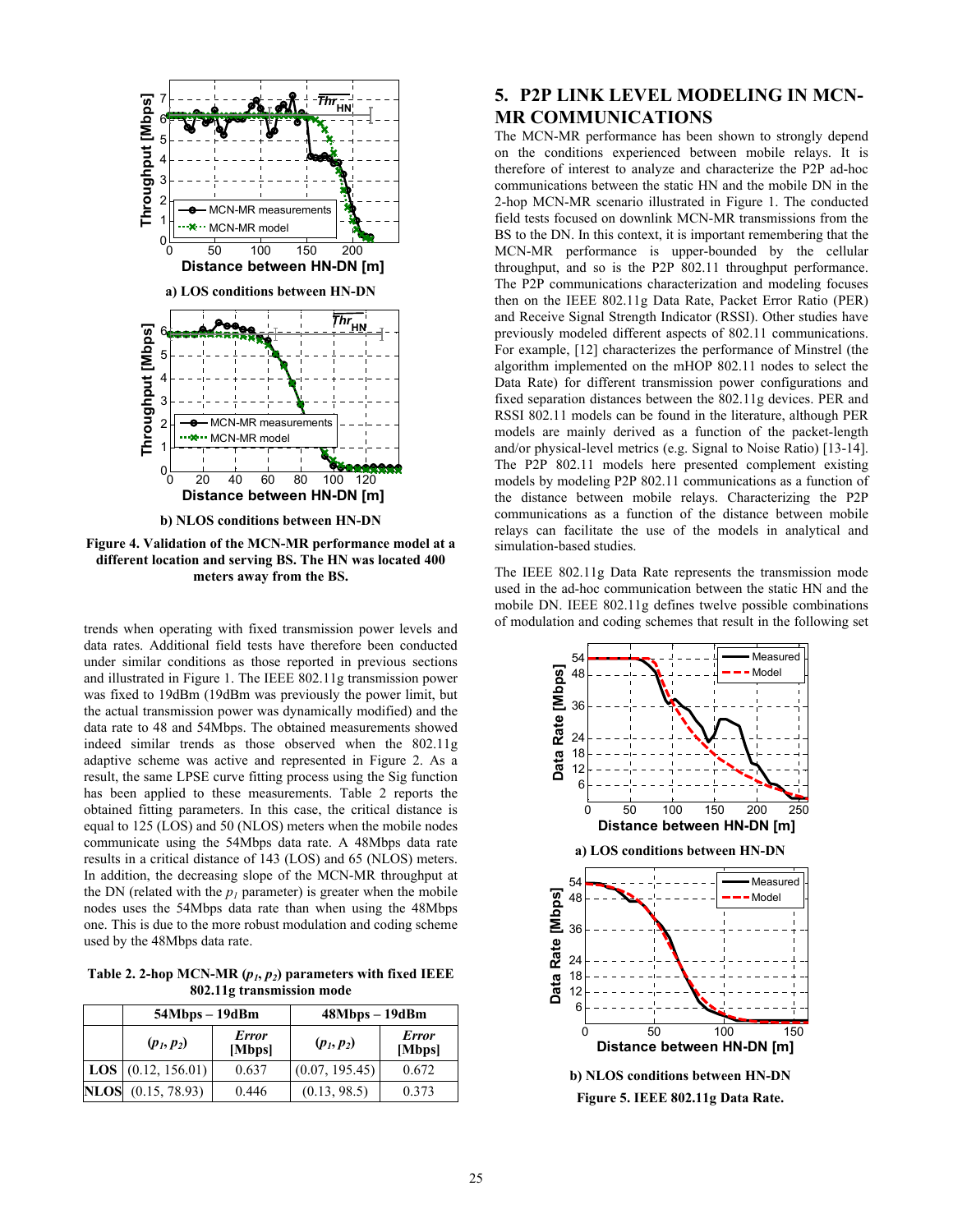a) LOS conditions between HN-DN

b) NLOS conditions between HN-DN

**Figure 4. Validation of the MCN-MR performance model at a different location and serving BS. The HN was located 400 meters away from the BS.**

trends when operating with fixed transmission power levels and data rates. Additional field tests have therefore been conducted under similar conditions as those reported in previous sections and illustrated in Figure 1. The IEEE 802.11g transmission power was fixed to 19dBm (19dBm was previously the power limit, but the actual transmission power was dynamically modified) and the data rate to 48 and 54Mbps. The obtained measurements showed indeed similar trends as those observed when the 802.11g adaptive scheme was active and represented in Figure 2. As a result, the same LPSE curve fitting process using the Sig function has been applied to these measurements. Table 2 reports the obtained fitting parameters. In this case, the critical distance is equal to 125 (LOS) and 50 (NLOS) meters when the mobile nodes communicate using the 54Mbps data rate. A 48Mbps data rate results in a critical distance of 143 (LOS) and 65 (NLOS) meters. In addition, the decreasing slope of the MCN-MR throughput at the DN (related with the $p_1$ parameter) is greater when the mobile nodes uses the 54Mbps data rate than when using the 48Mbps one. This is due to the more robust modulation and coding scheme used by the 48Mbps data rate.

**Table 2. 2-hop MCN-MR ($p_1$, $p_2$) parameters with fixed IEEE 802.11g transmission mode**

| | 54Mbps – 19dBm | | 48Mbps – 19dBm | |
|---|---|---|---|---|
| | **($p_1$, $p_2$)** | ***Error* [Mbps]** | **($p_1$, $p_2$)** | ***Error* [Mbps]** |
| **LOS** | (0.12, 156.01) | 0.637 | (0.07, 195.45) | 0.672 |
| **NLOS** | (0.15, 78.93) | 0.446 | (0.13, 98.5) | 0.373 |

## 5. P2P LINK LEVEL MODELING IN MCN-MR COMMUNICATIONS

The MCN-MR performance has been shown to strongly depend on the conditions experienced between mobile relays. It is therefore of interest to analyze and characterize the P2P ad-hoc communications between the static HN and the mobile DN in the 2-hop MCN-MR scenario illustrated in Figure 1. The conducted field tests focused on downlink MCN-MR transmissions from the BS to the DN. In this context, it is important remembering that the MCN-MR performance is upper-bounded by the cellular throughput, and so is the P2P 802.11 throughput performance. The P2P communications characterization and modeling focuses then on the IEEE 802.11g Data Rate, Packet Error Ratio (PER) and Receive Signal Strength Indicator (RSSI). Other studies have previously modeled different aspects of 802.11 communications. For example, [12] characterizes the performance of Minstrel (the algorithm implemented on the mHOP 802.11 nodes to select the Data Rate) for different transmission power configurations and fixed separation distances between the 802.11g devices. PER and RSSI 802.11 models can be found in the literature, although PER models are mainly derived as a function of the packet-length and/or physical-level metrics (e.g. Signal to Noise Ratio) [13-14]. The P2P 802.11 models here presented complement existing models by modeling P2P 802.11 communications as a function of the distance between mobile relays. Characterizing the P2P communications as a function of the distance between mobile relays can facilitate the use of the models in analytical and simulation-based studies.

The IEEE 802.11g Data Rate represents the transmission mode used in the ad-hoc communication between the static HN and the mobile DN. IEEE 802.11g defines twelve possible combinations of modulation and coding schemes that result in the following set

a) LOS conditions between HN-DN

b) NLOS conditions between HN-DN

**Figure 5. IEEE 802.11g Data Rate.**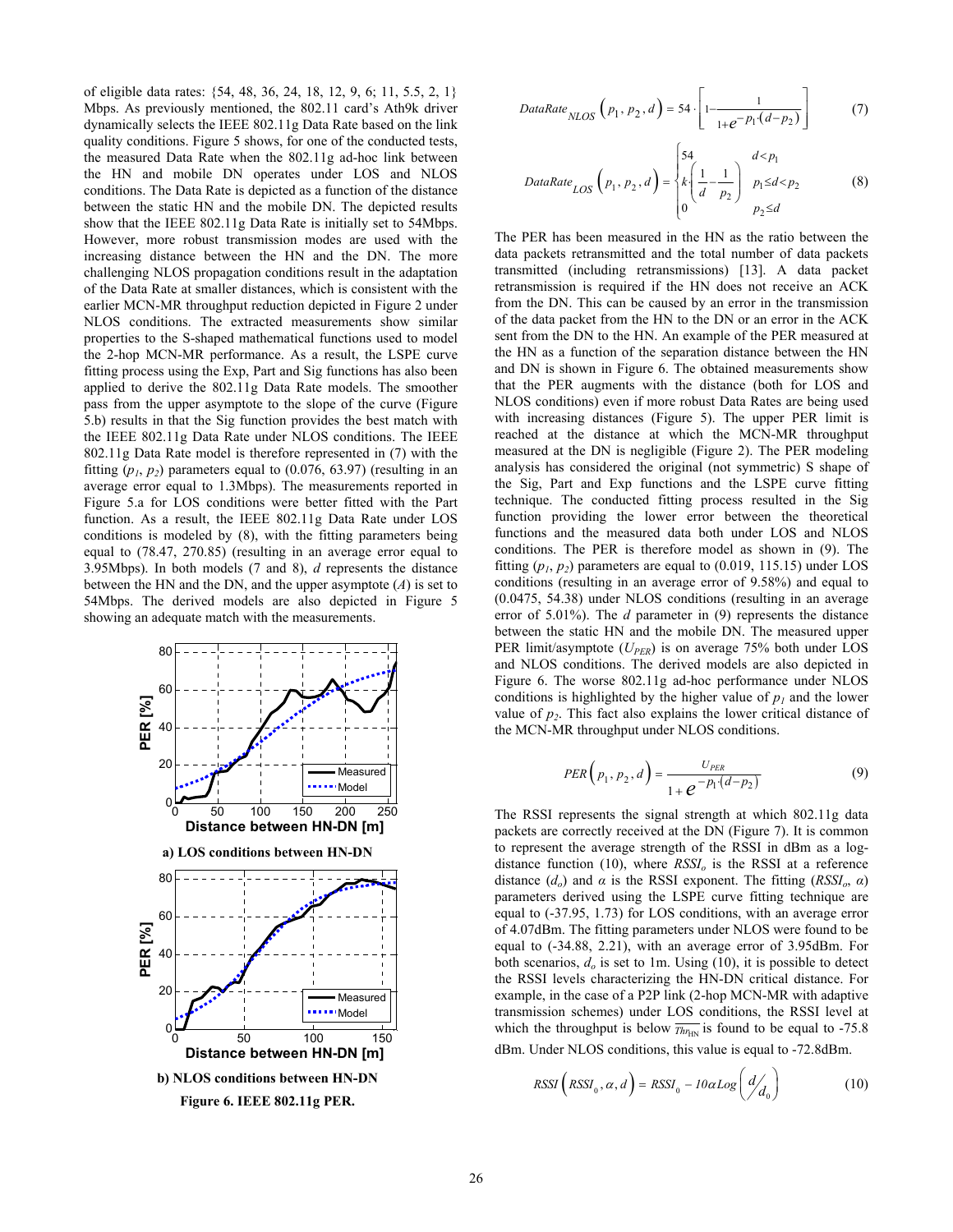of eligible data rates: {54, 48, 36, 24, 18, 12, 9, 6; 11, 5.5, 2, 1} Mbps. As previously mentioned, the 802.11 card's Ath9k driver dynamically selects the IEEE 802.11g Data Rate based on the link quality conditions. Figure 5 shows, for one of the conducted tests, the measured Data Rate when the 802.11g ad-hoc link between the HN and mobile DN operates under LOS and NLOS conditions. The Data Rate is depicted as a function of the distance between the static HN and the mobile DN. The depicted results show that the IEEE 802.11g Data Rate is initially set to 54Mbps. However, more robust transmission modes are used with the increasing distance between the HN and the DN. The more challenging NLOS propagation conditions result in the adaptation of the Data Rate at smaller distances, which is consistent with the earlier MCN-MR throughput reduction depicted in Figure 2 under NLOS conditions. The extracted measurements show similar properties to the S-shaped mathematical functions used to model the 2-hop MCN-MR performance. As a result, the LSPE curve fitting process using the Exp, Part and Sig functions has also been applied to derive the 802.11g Data Rate models. The smoother pass from the upper asymptote to the slope of the curve (Figure 5.b) results in that the Sig function provides the best match with the IEEE 802.11g Data Rate under NLOS conditions. The IEEE 802.11g Data Rate model is therefore represented in (7) with the fitting ($p_1$, $p_2$) parameters equal to (0.076, 63.97) (resulting in an average error equal to 1.3Mbps). The measurements reported in Figure 5.a for LOS conditions were better fitted with the Part function. As a result, the IEEE 802.11g Data Rate under LOS conditions is modeled by (8), with the fitting parameters being equal to (78.47, 270.85) (resulting in an average error equal to 3.95Mbps). In both models (7 and 8), $d$ represents the distance between the HN and the DN, and the upper asymptote ($A$) is set to 54Mbps. The derived models are also depicted in Figure 5 showing an adequate match with the measurements.

a) LOS conditions between HN-DN

b) NLOS conditions between HN-DN

Figure 6. IEEE 802.11g PER.

$$DataRate_{NLOS}\left(p_1, p_2, d\right) = 54\cdot\left[1-\frac{1}{1+e^{-p_1\cdot(d-p_2)}}\right] \tag{7}$$

$$DataRate_{LOS}\left(p_1, p_2, d\right) = \begin{cases} 54 & d<p_1 \\ k\cdot\left(\frac{1}{d}-\frac{1}{p_2}\right) & p_1\leq d<p_2 \\ 0 & p_2\leq d \end{cases} \tag{8}$$

The PER has been measured in the HN as the ratio between the data packets retransmitted and the total number of data packets transmitted (including retransmissions) [13]. A data packet retransmission is required if the HN does not receive an ACK from the DN. This can be caused by an error in the transmission of the data packet from the HN to the DN or an error in the ACK sent from the DN to the HN. An example of the PER measured at the HN as a function of the separation distance between the HN and DN is shown in Figure 6. The obtained measurements show that the PER augments with the distance (both for LOS and NLOS conditions) even if more robust Data Rates are being used with increasing distances (Figure 5). The upper PER limit is reached at the distance at which the MCN-MR throughput measured at the DN is negligible (Figure 2). The PER modeling analysis has considered the original (not symmetric) S shape of the Sig, Part and Exp functions and the LSPE curve fitting technique. The conducted fitting process resulted in the Sig function providing the lower error between the theoretical functions and the measured data both under LOS and NLOS conditions. The PER is therefore model as shown in (9). The fitting ($p_1$, $p_2$) parameters are equal to (0.019, 115.15) under LOS conditions (resulting in an average error of 9.58%) and equal to (0.0475, 54.38) under NLOS conditions (resulting in an average error of 5.01%). The $d$ parameter in (9) represents the distance between the static HN and the mobile DN. The measured upper PER limit/asymptote ($U_{PER}$) is on average 75% both under LOS and NLOS conditions. The derived models are also depicted in Figure 6. The worse 802.11g ad-hoc performance under NLOS conditions is highlighted by the higher value of $p_1$ and the lower value of $p_2$. This fact also explains the lower critical distance of the MCN-MR throughput under NLOS conditions.

$$PER\left(p_1, p_2, d\right) = \frac{U_{PER}}{1+e^{-p_1\cdot(d-p_2)}} \tag{9}$$

The RSSI represents the signal strength at which 802.11g data packets are correctly received at the DN (Figure 7). It is common to represent the average strength of the RSSI in dBm as a log-distance function (10), where $RSSI_o$ is the RSSI at a reference distance ($d_o$) and $\alpha$ is the RSSI exponent. The fitting ($RSSI_o$, $\alpha$) parameters derived using the LSPE curve fitting technique are equal to (-37.95, 1.73) for LOS conditions, with an average error of 4.07dBm. The fitting parameters under NLOS were found to be equal to (-34.88, 2.21), with an average error of 3.95dBm. For both scenarios, $d_o$ is set to 1m. Using (10), it is possible to detect the RSSI levels characterizing the HN-DN critical distance. For example, in the case of a P2P link (2-hop MCN-MR with adaptive transmission schemes) under LOS conditions, the RSSI level at which the throughput is below $\overline{Thr_{HN}}$ is found to be equal to -75.8 dBm. Under NLOS conditions, this value is equal to -72.8dBm.

$$RSSI\left(RSSI_0, \alpha, d\right) = RSSI_0 - 10\alpha Log\left(\frac{d}{d_0}\right) \tag{10}$$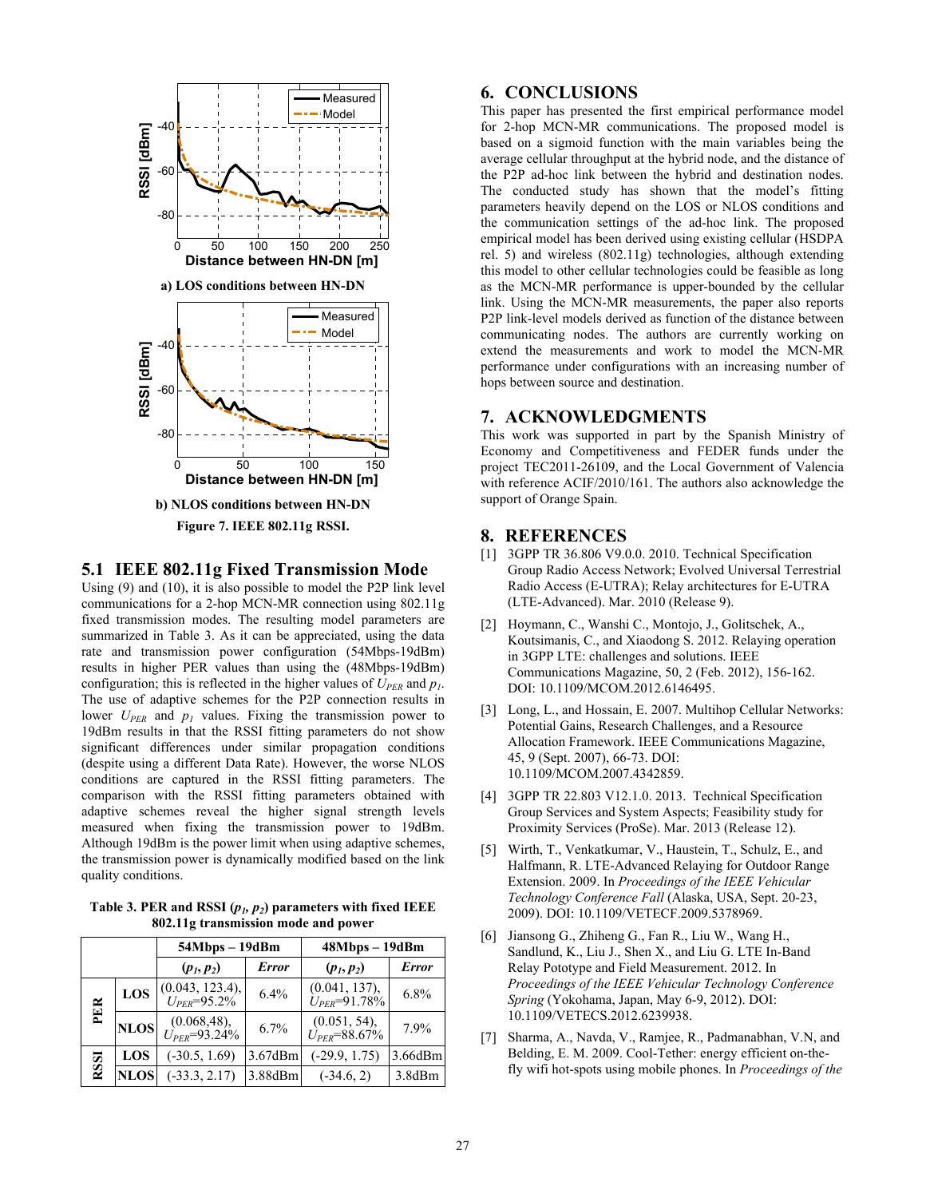a) LOS conditions between HN-DN

b) NLOS conditions between HN-DN

**Figure 7. IEEE 802.11g RSSI.**

### 5.1 IEEE 802.11g Fixed Transmission Mode

Using (9) and (10), it is also possible to model the P2P link level communications for a 2-hop MCN-MR connection using 802.11g fixed transmission modes. The resulting model parameters are summarized in Table 3. As it can be appreciated, using the data rate and transmission power configuration (54Mbps-19dBm) results in higher PER values than using the (48Mbps-19dBm) configuration; this is reflected in the higher values of $U_{PER}$ and $p_1$. The use of adaptive schemes for the P2P connection results in lower $U_{PER}$ and $p_1$ values. Fixing the transmission power to 19dBm results in that the RSSI fitting parameters do not show significant differences under similar propagation conditions (despite using a different Data Rate). However, the worse NLOS conditions are captured in the RSSI fitting parameters. The comparison with the RSSI fitting parameters obtained with adaptive schemes for the transmission power reveal the higher signal strength levels measured when fixing the transmission power to 19dBm. Although 19dBm is the power limit when using adaptive schemes, the transmission power is dynamically modified based on the link quality conditions.

**Table 3. PER and RSSI ($p_1$, $p_2$) parameters with fixed IEEE 802.11g transmission mode and power**

| | | 54Mbps – 19dBm | | 48Mbps – 19dBm | |
|---|---|---|---|---|---|
| | | ($p_1$, $p_2$) | *Error* | ($p_1$, $p_2$) | *Error* |
| PER | LOS | (0.043, 123.4), $U_{PER}$=95.2% | 6.4% | (0.041, 137), $U_{PER}$=91.78% | 6.8% |
| | NLOS | (0.068,48), $U_{PER}$=93.24% | 6.7% | (0.051, 54), $U_{PER}$=88.67% | 7.9% |
| RSSI | LOS | (-30.5, 1.69) | 3.67dBm | (-29.9, 1.75) | 3.66dBm |
| | NLOS | (-33.3, 2.17) | 3.88dBm | (-34.6, 2) | 3.8dBm |

## 6. CONCLUSIONS

This paper has presented the first empirical performance model for 2-hop MCN-MR communications. The proposed model is based on a sigmoid function with the main variables being the average cellular throughput at the hybrid node, and the distance of the P2P ad-hoc link between the hybrid and destination nodes. The conducted study has shown that the model's fitting parameters heavily depend on the LOS or NLOS conditions and the communication settings of the ad-hoc link. The proposed empirical model has been derived using existing cellular (HSDPA rel. 5) and wireless (802.11g) technologies, although extending this model to other cellular technologies could be feasible as long as the MCN-MR performance is upper-bounded by the cellular link. Using the MCN-MR measurements, the paper also reports P2P link-level models derived as function of the distance between communicating nodes. The authors are currently working on extend the measurements and work to model the MCN-MR performance under configurations with an increasing number of hops between source and destination.

## 7. ACKNOWLEDGMENTS

This work was supported in part by the Spanish Ministry of Economy and Competitiveness and FEDER funds under the project TEC2011-26109, and the Local Government of Valencia with reference ACIF/2010/161. The authors also acknowledge the support of Orange Spain.

## 8. REFERENCES

[1] 3GPP TR 36.806 V9.0.0. 2010. Technical Specification Group Radio Access Network; Evolved Universal Terrestrial Radio Access (E-UTRA); Relay architectures for E-UTRA (LTE-Advanced). Mar. 2010 (Release 9).

[2] Hoymann, C., Wanshi C., Montojo, J., Golitschek, A., Koutsimanis, C., and Xiaodong S. 2012. Relaying operation in 3GPP LTE: challenges and solutions. IEEE Communications Magazine, 50, 2 (Feb. 2012), 156-162. DOI: 10.1109/MCOM.2012.6146495.

[3] Long, L., and Hossain, E. 2007. Multihop Cellular Networks: Potential Gains, Research Challenges, and a Resource Allocation Framework. IEEE Communications Magazine, 45, 9 (Sept. 2007), 66-73. DOI: 10.1109/MCOM.2007.4342859.

[4] 3GPP TR 22.803 V12.1.0. 2013. Technical Specification Group Services and System Aspects; Feasibility study for Proximity Services (ProSe). Mar. 2013 (Release 12).

[5] Wirth, T., Venkatkumar, V., Haustein, T., Schulz, E., and Halfmann, R. LTE-Advanced Relaying for Outdoor Range Extension. 2009. In *Proceedings of the IEEE Vehicular Technology Conference Fall* (Alaska, USA, Sept. 20-23, 2009). DOI: 10.1109/VETECF.2009.5378969.

[6] Jiansong G., Zhiheng G., Fan R., Liu W., Wang H., Sandlund, K., Liu J., Shen X., and Liu G. LTE In-Band Relay Pototype and Field Measurement. 2012. In *Proceedings of the IEEE Vehicular Technology Conference Spring* (Yokohama, Japan, May 6-9, 2012). DOI: 10.1109/VETECS.2012.6239938.

[7] Sharma, A., Navda, V., Ramjee, R., Padmanabhan, V.N, and Belding, E. M. 2009. Cool-Tether: energy efficient on-the-fly wifi hot-spots using mobile phones. In *Proceedings of the*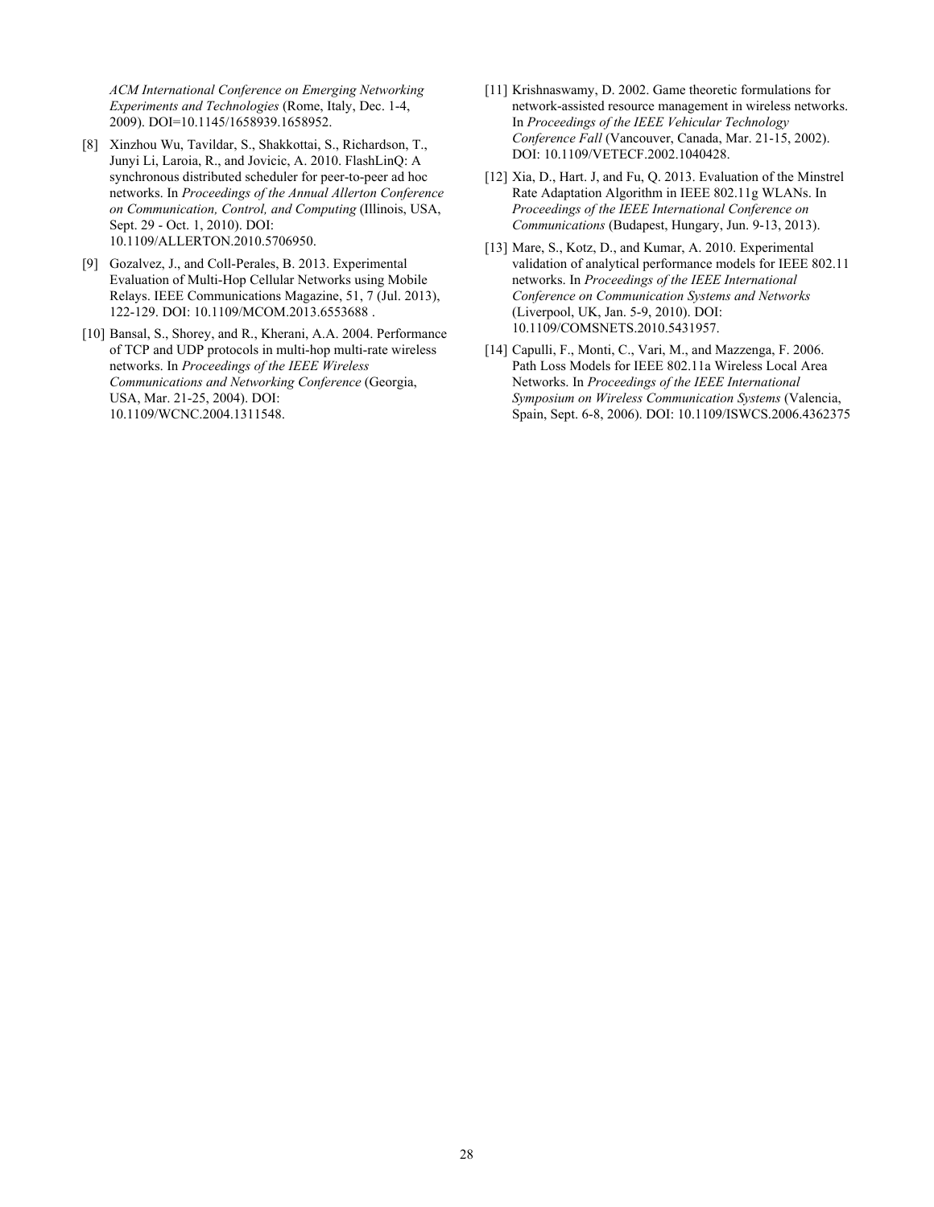*ACM International Conference on Emerging Networking Experiments and Technologies* (Rome, Italy, Dec. 1-4, 2009). DOI=10.1145/1658939.1658952.

[8] Xinzhou Wu, Tavildar, S., Shakkottai, S., Richardson, T., Junyi Li, Laroia, R., and Jovicic, A. 2010. FlashLinQ: A synchronous distributed scheduler for peer-to-peer ad hoc networks. In *Proceedings of the Annual Allerton Conference on Communication, Control, and Computing* (Illinois, USA, Sept. 29 - Oct. 1, 2010). DOI: 10.1109/ALLERTON.2010.5706950.

[9] Gozalvez, J., and Coll-Perales, B. 2013. Experimental Evaluation of Multi-Hop Cellular Networks using Mobile Relays. IEEE Communications Magazine, 51, 7 (Jul. 2013), 122-129. DOI: 10.1109/MCOM.2013.6553688 .

[10] Bansal, S., Shorey, and R., Kherani, A.A. 2004. Performance of TCP and UDP protocols in multi-hop multi-rate wireless networks. In *Proceedings of the IEEE Wireless Communications and Networking Conference* (Georgia, USA, Mar. 21-25, 2004). DOI: 10.1109/WCNC.2004.1311548.

[11] Krishnaswamy, D. 2002. Game theoretic formulations for network-assisted resource management in wireless networks. In *Proceedings of the IEEE Vehicular Technology Conference Fall* (Vancouver, Canada, Mar. 21-15, 2002). DOI: 10.1109/VETECF.2002.1040428.

[12] Xia, D., Hart. J, and Fu, Q. 2013. Evaluation of the Minstrel Rate Adaptation Algorithm in IEEE 802.11g WLANs. In *Proceedings of the IEEE International Conference on Communications* (Budapest, Hungary, Jun. 9-13, 2013).

[13] Mare, S., Kotz, D., and Kumar, A. 2010. Experimental validation of analytical performance models for IEEE 802.11 networks. In *Proceedings of the IEEE International Conference on Communication Systems and Networks* (Liverpool, UK, Jan. 5-9, 2010). DOI: 10.1109/COMSNETS.2010.5431957.

[14] Capulli, F., Monti, C., Vari, M., and Mazzenga, F. 2006. Path Loss Models for IEEE 802.11a Wireless Local Area Networks. In *Proceedings of the IEEE International Symposium on Wireless Communication Systems* (Valencia, Spain, Sept. 6-8, 2006). DOI: 10.1109/ISWCS.2006.4362375